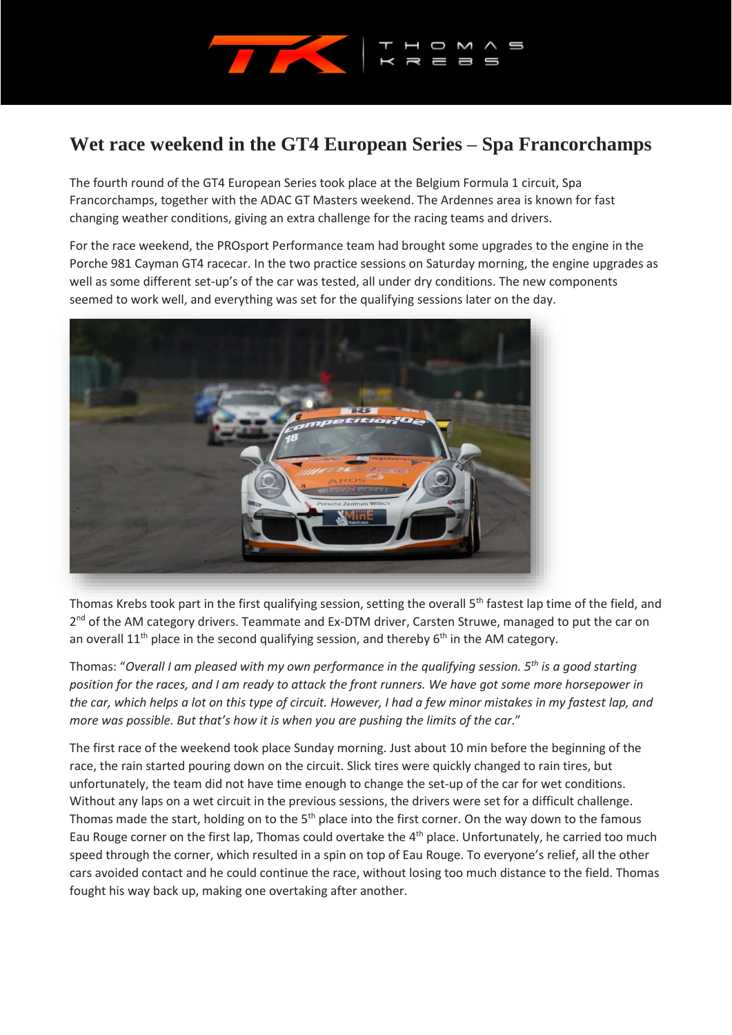# Wet race weekend in the GT4 European Series – Spa Francorchamps

The fourth round of the GT4 European Series took place at the Belgium Formula 1 circuit, Spa Francorchamps, together with the ADAC GT Masters weekend. The Ardennes area is known for fast changing weather conditions, giving an extra challenge for the racing teams and drivers.

For the race weekend, the PROsport Performance team had brought some upgrades to the engine in the Porche 981 Cayman GT4 racecar. In the two practice sessions on Saturday morning, the engine upgrades as well as some different set-up's of the car was tested, all under dry conditions. The new components seemed to work well, and everything was set for the qualifying sessions later on the day.

Thomas Krebs took part in the first qualifying session, setting the overall 5th fastest lap time of the field, and 2nd of the AM category drivers. Teammate and Ex-DTM driver, Carsten Struwe, managed to put the car on an overall 11th place in the second qualifying session, and thereby 6th in the AM category.

Thomas: "*Overall I am pleased with my own performance in the qualifying session. 5th is a good starting position for the races, and I am ready to attack the front runners. We have got some more horsepower in the car, which helps a lot on this type of circuit. However, I had a few minor mistakes in my fastest lap, and more was possible. But that's how it is when you are pushing the limits of the car.*"

The first race of the weekend took place Sunday morning. Just about 10 min before the beginning of the race, the rain started pouring down on the circuit. Slick tires were quickly changed to rain tires, but unfortunately, the team did not have time enough to change the set-up of the car for wet conditions. Without any laps on a wet circuit in the previous sessions, the drivers were set for a difficult challenge. Thomas made the start, holding on to the 5th place into the first corner. On the way down to the famous Eau Rouge corner on the first lap, Thomas could overtake the 4th place. Unfortunately, he carried too much speed through the corner, which resulted in a spin on top of Eau Rouge. To everyone's relief, all the other cars avoided contact and he could continue the race, without losing too much distance to the field. Thomas fought his way back up, making one overtaking after another.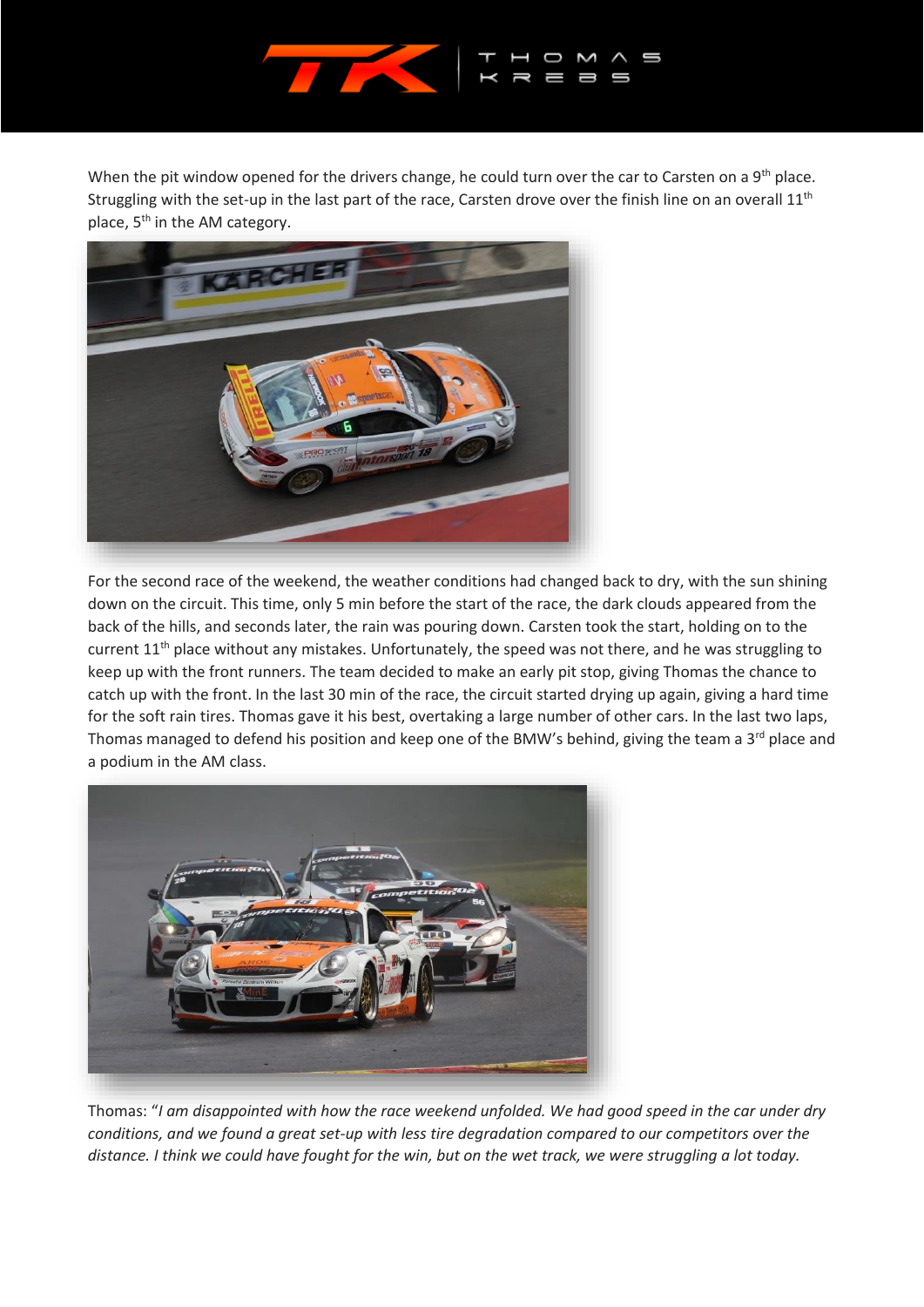When the pit window opened for the drivers change, he could turn over the car to Carsten on a 9th place. Struggling with the set-up in the last part of the race, Carsten drove over the finish line on an overall 11th place, 5th in the AM category.

For the second race of the weekend, the weather conditions had changed back to dry, with the sun shining down on the circuit. This time, only 5 min before the start of the race, the dark clouds appeared from the back of the hills, and seconds later, the rain was pouring down. Carsten took the start, holding on to the current 11th place without any mistakes. Unfortunately, the speed was not there, and he was struggling to keep up with the front runners. The team decided to make an early pit stop, giving Thomas the chance to catch up with the front. In the last 30 min of the race, the circuit started drying up again, giving a hard time for the soft rain tires. Thomas gave it his best, overtaking a large number of other cars. In the last two laps, Thomas managed to defend his position and keep one of the BMW's behind, giving the team a 3rd place and a podium in the AM class.

Thomas: "*I am disappointed with how the race weekend unfolded. We had good speed in the car under dry conditions, and we found a great set-up with less tire degradation compared to our competitors over the distance. I think we could have fought for the win, but on the wet track, we were struggling a lot today.*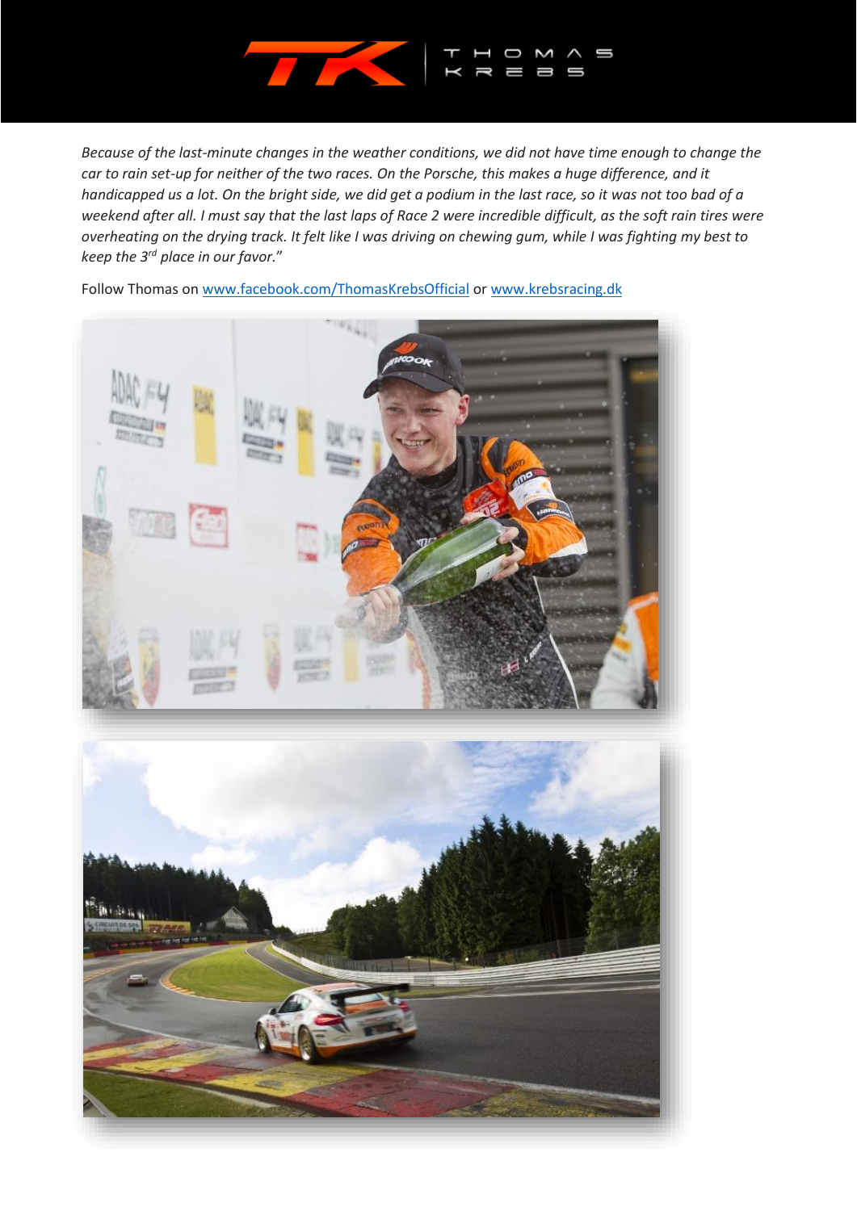*Because of the last-minute changes in the weather conditions, we did not have time enough to change the car to rain set-up for neither of the two races. On the Porsche, this makes a huge difference, and it handicapped us a lot. On the bright side, we did get a podium in the last race, so it was not too bad of a weekend after all. I must say that the last laps of Race 2 were incredible difficult, as the soft rain tires were overheating on the drying track. It felt like I was driving on chewing gum, while I was fighting my best to keep the 3rd place in our favor."*

Follow Thomas on [www.facebook.com/ThomasKrebsOfficial](http://www.facebook.com/ThomasKrebsOfficial) or [www.krebsracing.dk](http://www.krebsracing.dk)